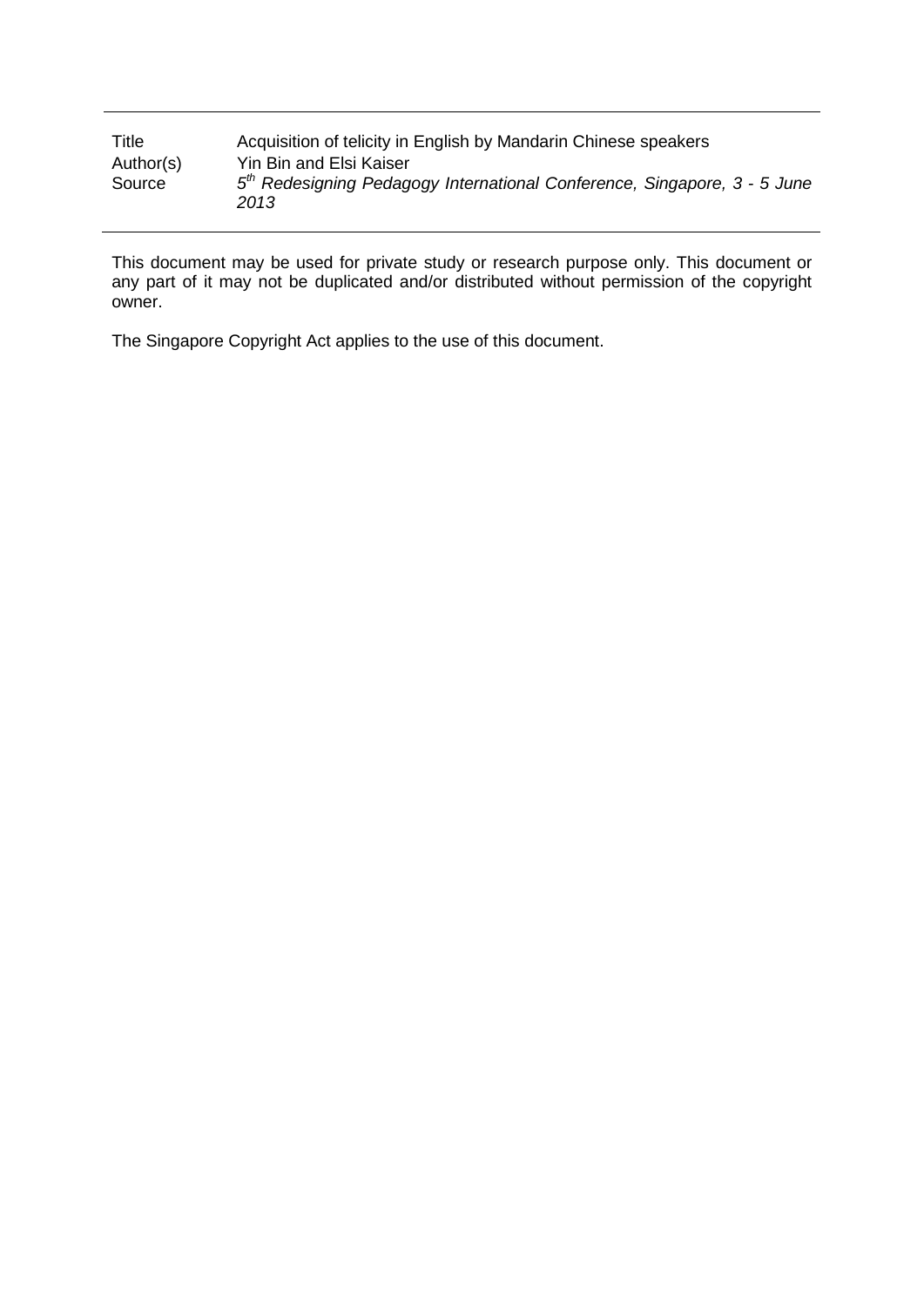| | |
|---|---|
| Title | Acquisition of telicity in English by Mandarin Chinese speakers |
| Author(s) | Yin Bin and Elsi Kaiser |
| Source | *5th Redesigning Pedagogy International Conference, Singapore, 3 - 5 June 2013* |

This document may be used for private study or research purpose only. This document or any part of it may not be duplicated and/or distributed without permission of the copyright owner.

The Singapore Copyright Act applies to the use of this document.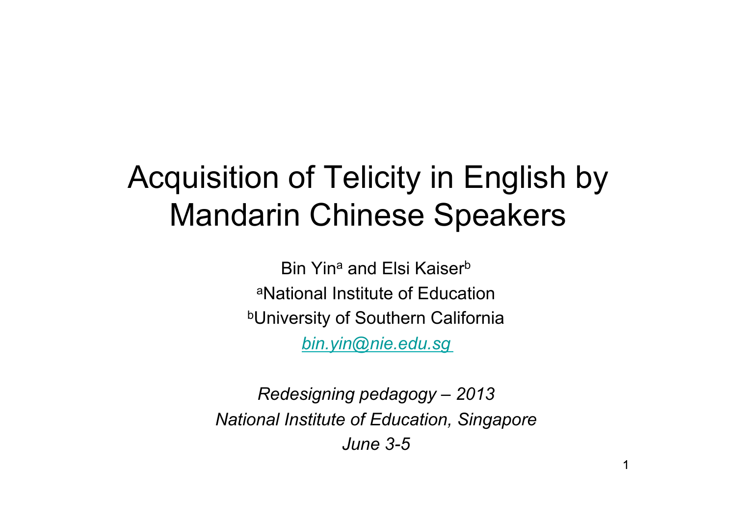# Acquisition of Telicity in English by Mandarin Chinese Speakers

Bin Yin[a] and Elsi Kaiser[b]

[a]National Institute of Education

[b]University of Southern California

bin.yin@nie.edu.sg

*Redesigning pedagogy – 2013*

*National Institute of Education, Singapore*

*June 3-5*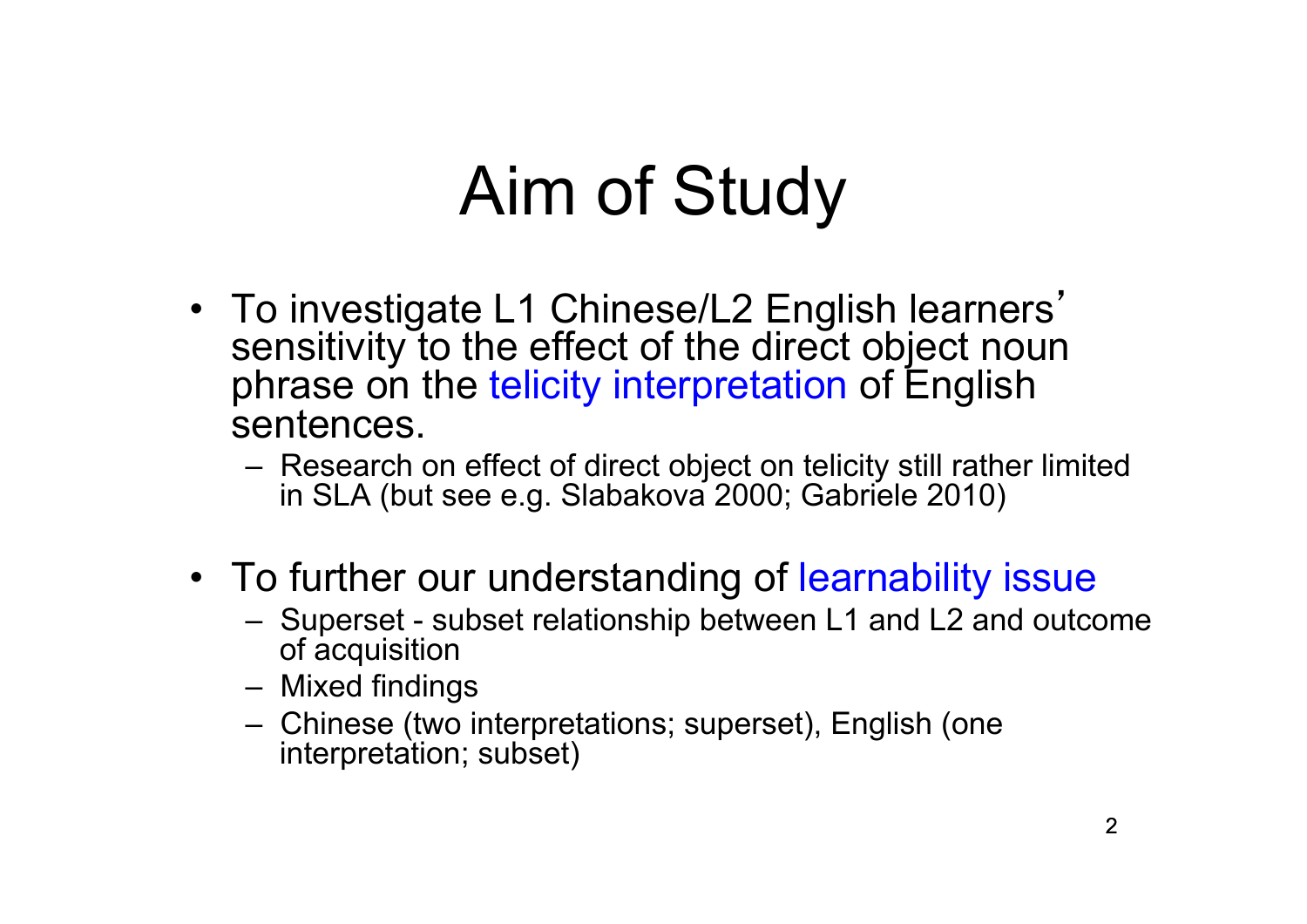# Aim of Study

- To investigate L1 Chinese/L2 English learners' sensitivity to the effect of the direct object noun phrase on the telicity interpretation of English sentences.
  - Research on effect of direct object on telicity still rather limited in SLA (but see e.g. Slabakova 2000; Gabriele 2010)
- To further our understanding of learnability issue
  - Superset - subset relationship between L1 and L2 and outcome of acquisition
  - Mixed findings
  - Chinese (two interpretations; superset), English (one interpretation; subset)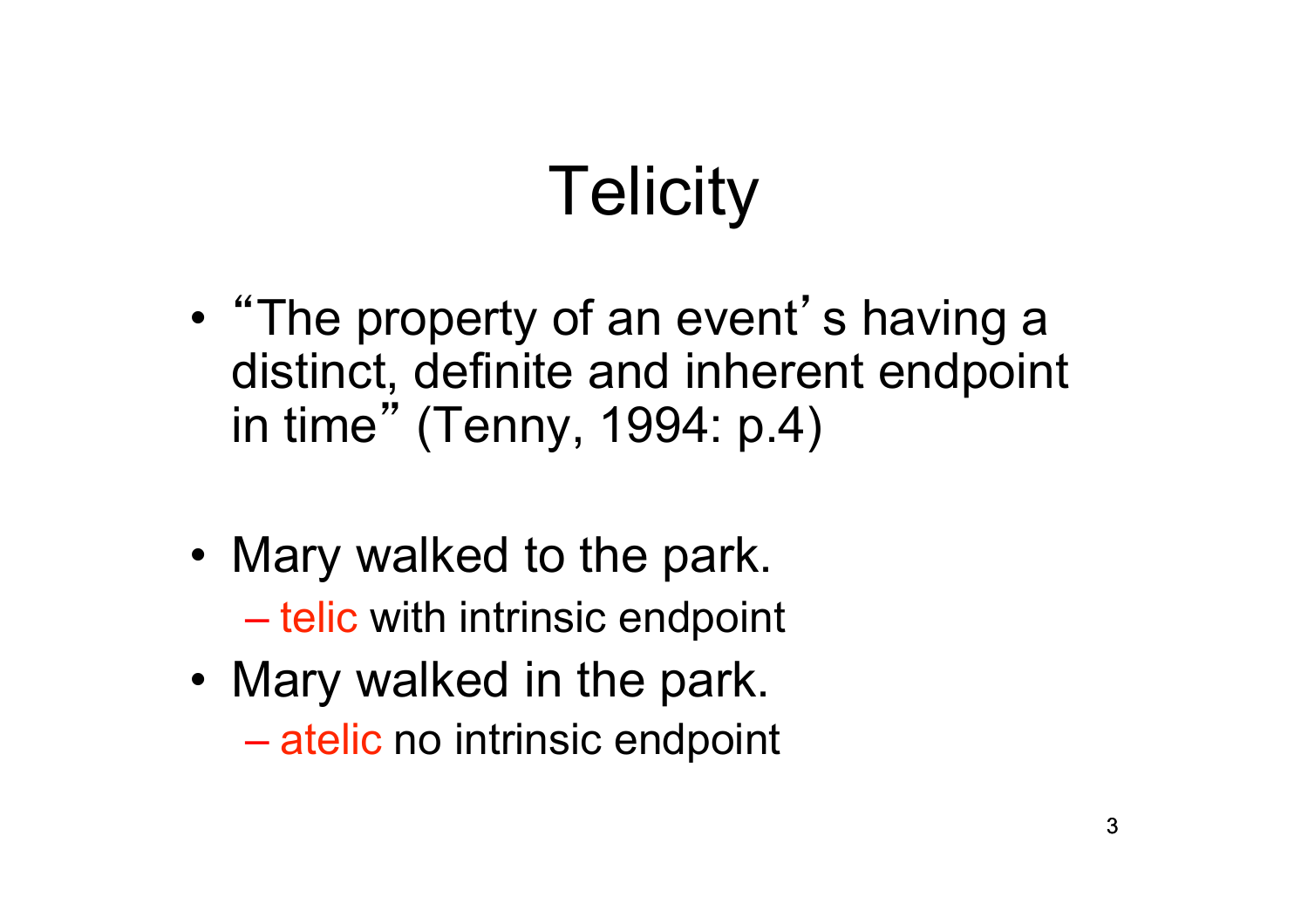# Telicity

- "The property of an event's having a distinct, definite and inherent endpoint in time" (Tenny, 1994: p.4)

- Mary walked to the park.
  - telic with intrinsic endpoint
- Mary walked in the park.
  - atelic no intrinsic endpoint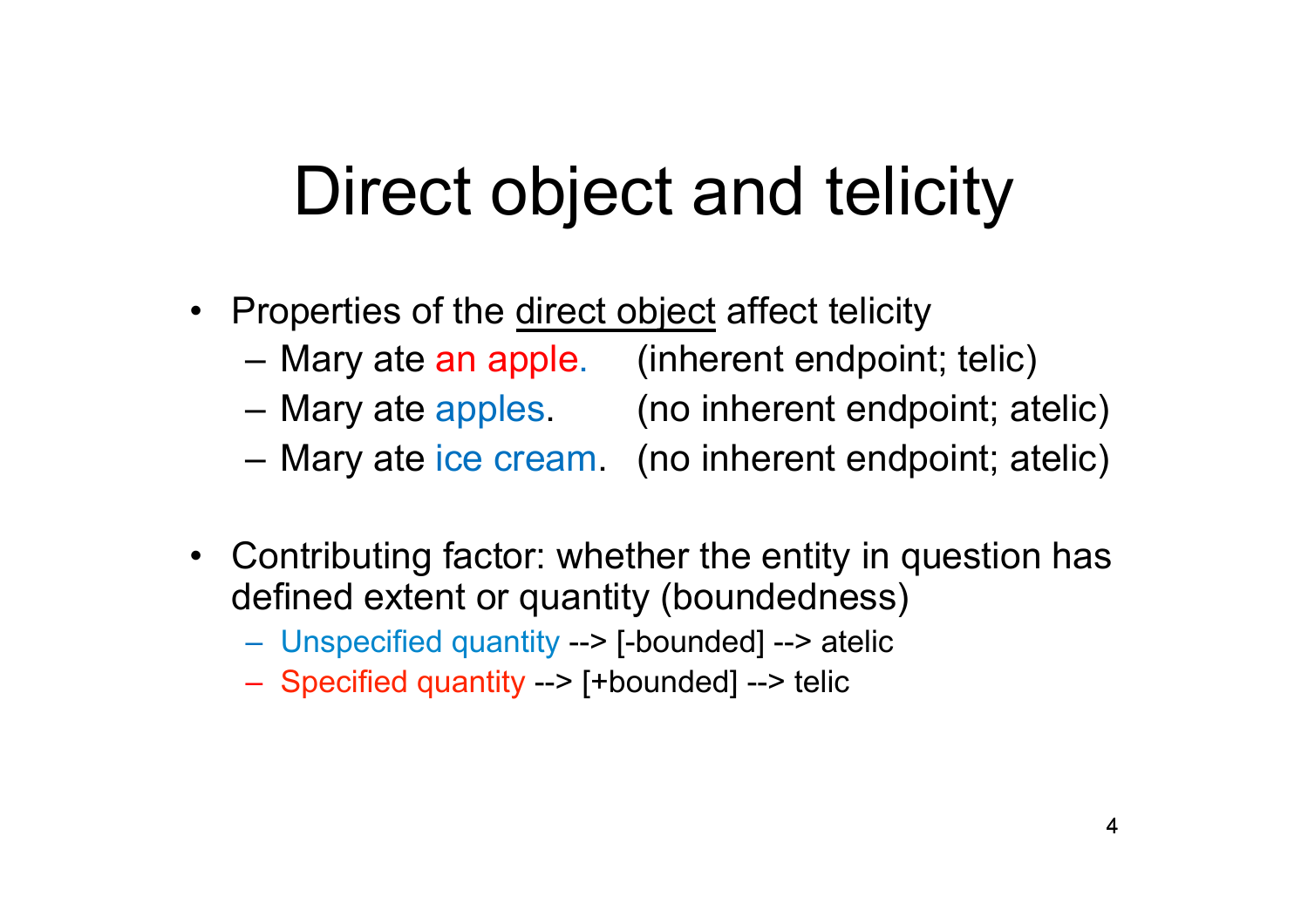# Direct object and telicity

- Properties of the <u>direct object</u> affect telicity
  - Mary ate an apple. (inherent endpoint; telic)
  - Mary ate apples. (no inherent endpoint; atelic)
  - Mary ate ice cream. (no inherent endpoint; atelic)

- Contributing factor: whether the entity in question has defined extent or quantity (boundedness)
  - Unspecified quantity --> [-bounded] --> atelic
  - Specified quantity --> [+bounded] --> telic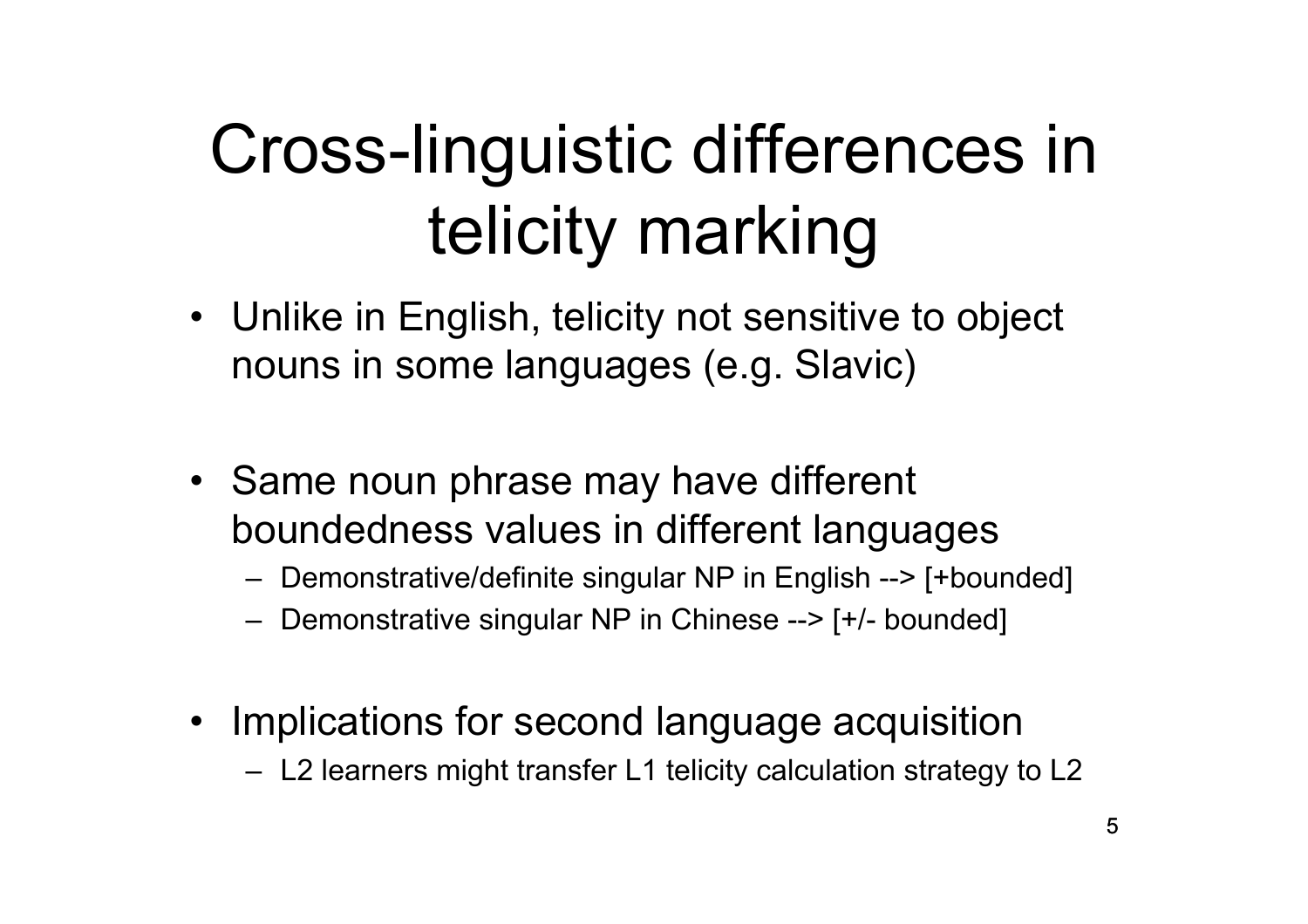# Cross-linguistic differences in telicity marking

- Unlike in English, telicity not sensitive to object nouns in some languages (e.g. Slavic)
- Same noun phrase may have different boundedness values in different languages
  - Demonstrative/definite singular NP in English --> [+bounded]
  - Demonstrative singular NP in Chinese --> [+/- bounded]
- Implications for second language acquisition
  - L2 learners might transfer L1 telicity calculation strategy to L2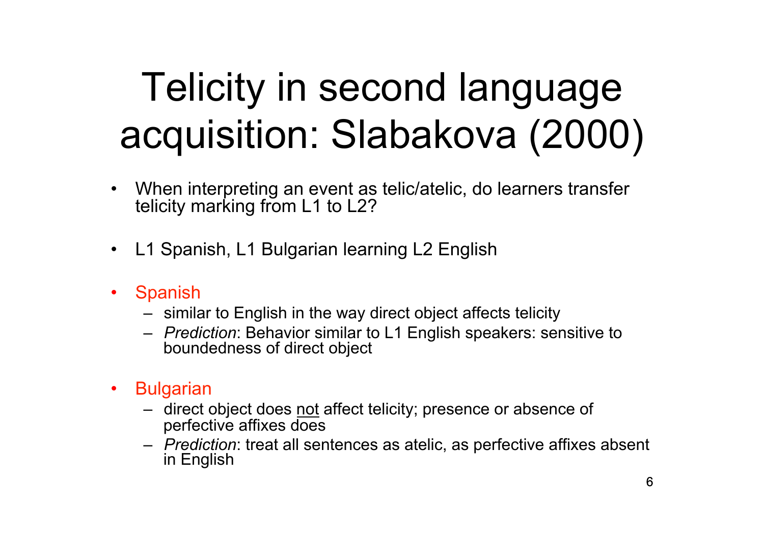# Telicity in second language acquisition: Slabakova (2000)

- When interpreting an event as telic/atelic, do learners transfer telicity marking from L1 to L2?
- L1 Spanish, L1 Bulgarian learning L2 English
- Spanish
  - similar to English in the way direct object affects telicity
  - *Prediction*: Behavior similar to L1 English speakers: sensitive to boundedness of direct object
- Bulgarian
  - direct object does <u>not</u> affect telicity; presence or absence of perfective affixes does
  - *Prediction*: treat all sentences as atelic, as perfective affixes absent in English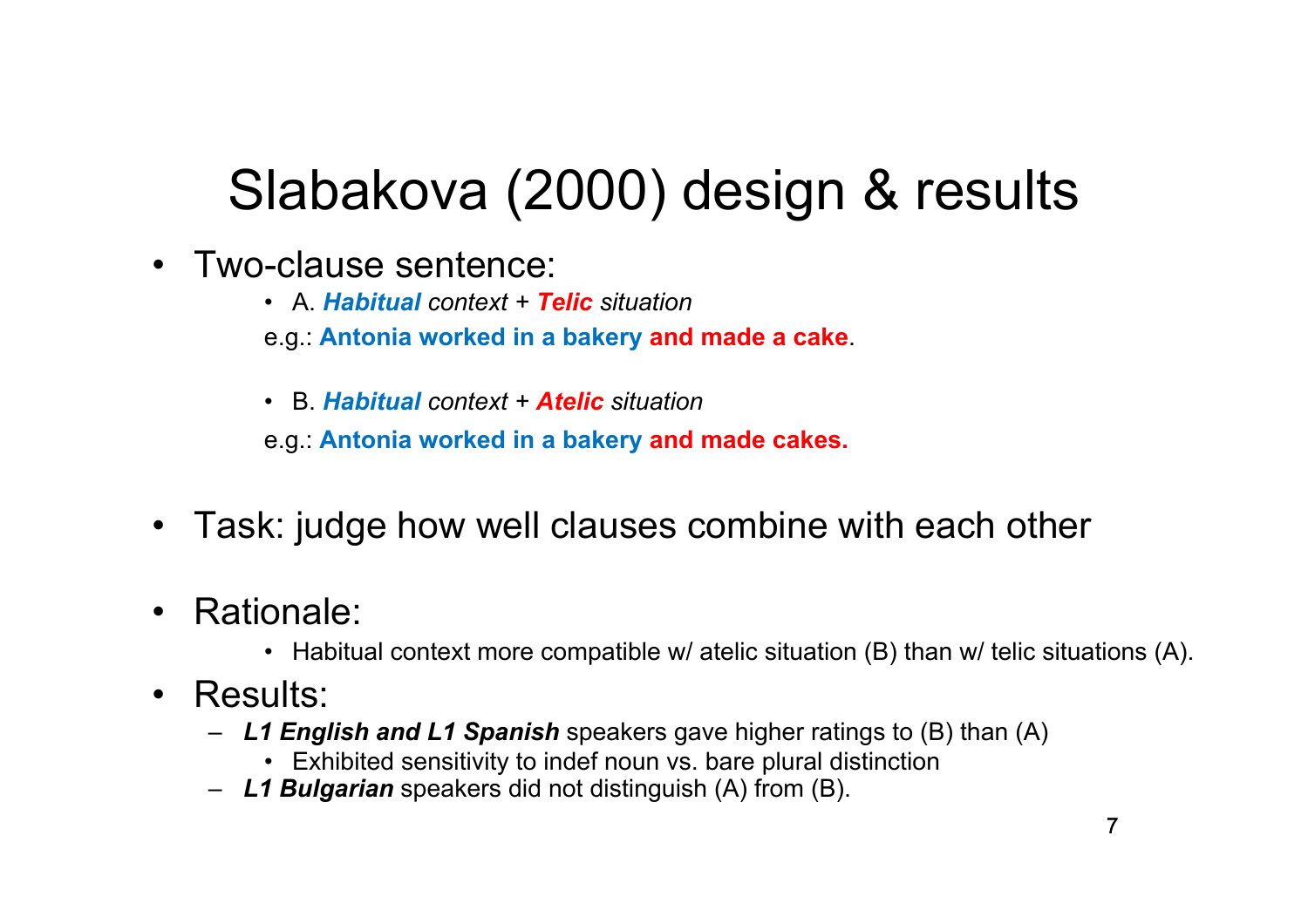# Slabakova (2000) design & results

- Two-clause sentence:
  - A. ***Habitual*** *context* + ***Telic*** *situation*

    e.g.: **Antonia worked in a bakery and made a cake**.

  - B. ***Habitual*** *context* + ***Atelic*** *situation*

    e.g.: **Antonia worked in a bakery and made cakes.**

- Task: judge how well clauses combine with each other

- Rationale:
  - Habitual context more compatible w/ atelic situation (B) than w/ telic situations (A).
- Results:
  - ***L1 English and L1 Spanish*** speakers gave higher ratings to (B) than (A)
    - Exhibited sensitivity to indef noun vs. bare plural distinction
  - ***L1 Bulgarian*** speakers did not distinguish (A) from (B).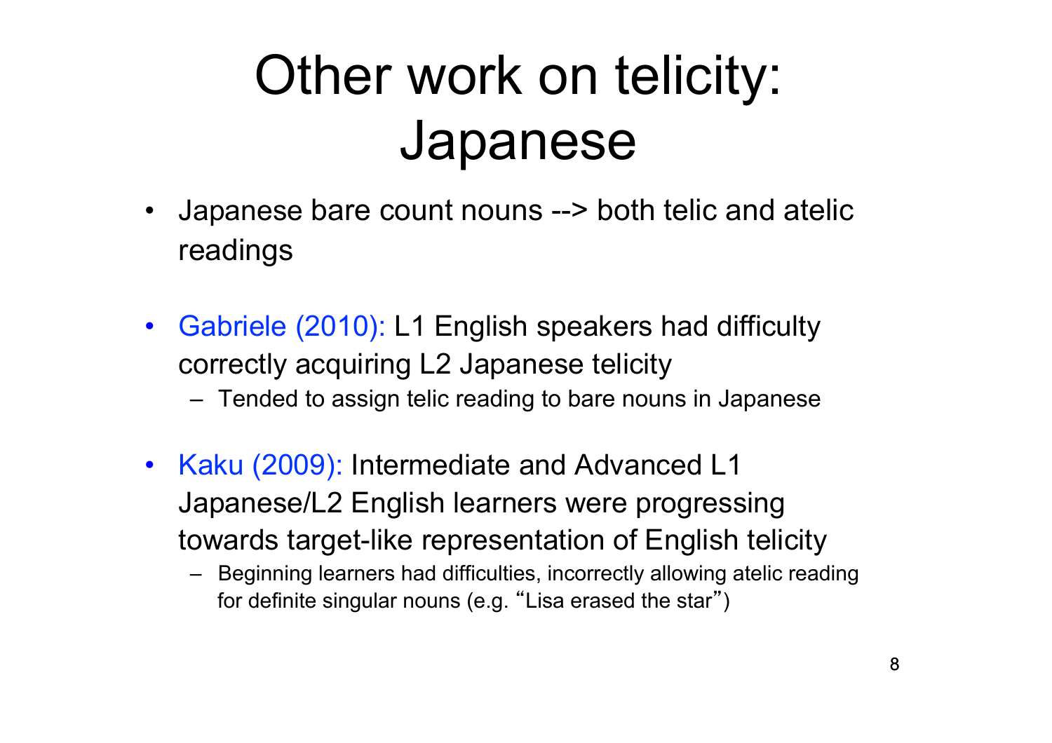# Other work on telicity: Japanese

- Japanese bare count nouns --> both telic and atelic readings
- Gabriele (2010): L1 English speakers had difficulty correctly acquiring L2 Japanese telicity
  - Tended to assign telic reading to bare nouns in Japanese
- Kaku (2009): Intermediate and Advanced L1 Japanese/L2 English learners were progressing towards target-like representation of English telicity
  - Beginning learners had difficulties, incorrectly allowing atelic reading for definite singular nouns (e.g. "Lisa erased the star")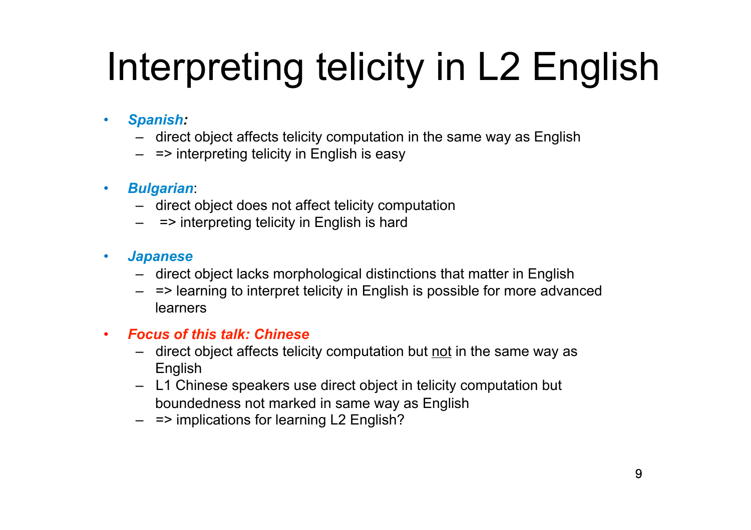# Interpreting telicity in L2 English

- ***Spanish:***
  - direct object affects telicity computation in the same way as English
  - => interpreting telicity in English is easy
- ***Bulgarian***:
  - direct object does not affect telicity computation
  - => interpreting telicity in English is hard
- ***Japanese***
  - direct object lacks morphological distinctions that matter in English
  - => learning to interpret telicity in English is possible for more advanced learners
- ***Focus of this talk: Chinese***
  - direct object affects telicity computation but <u>not</u> in the same way as English
  - L1 Chinese speakers use direct object in telicity computation but boundedness not marked in same way as English
  - => implications for learning L2 English?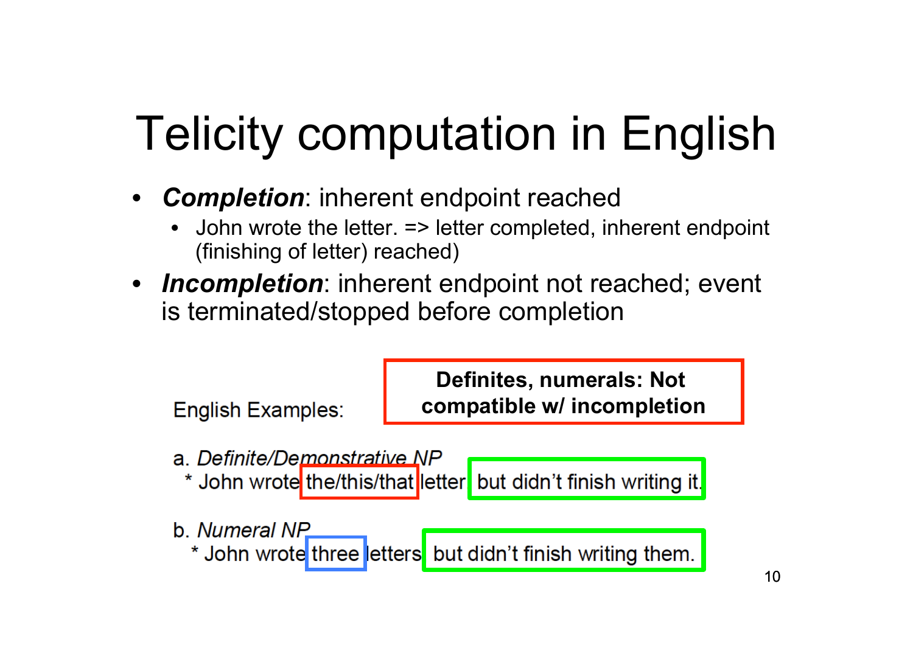# Telicity computation in English

- ***Completion***: inherent endpoint reached
  - John wrote the letter. => letter completed, inherent endpoint (finishing of letter) reached
- ***Incompletion***: inherent endpoint not reached; event is terminated/stopped before completion

English Examples:

**Definites, numerals: Not compatible w/ incompletion**

a. *Definite/Demonstrative NP*

\* John wrote the/this/that letter but didn't finish writing it.

b. *Numeral NP*

\* John wrote three letters but didn't finish writing them.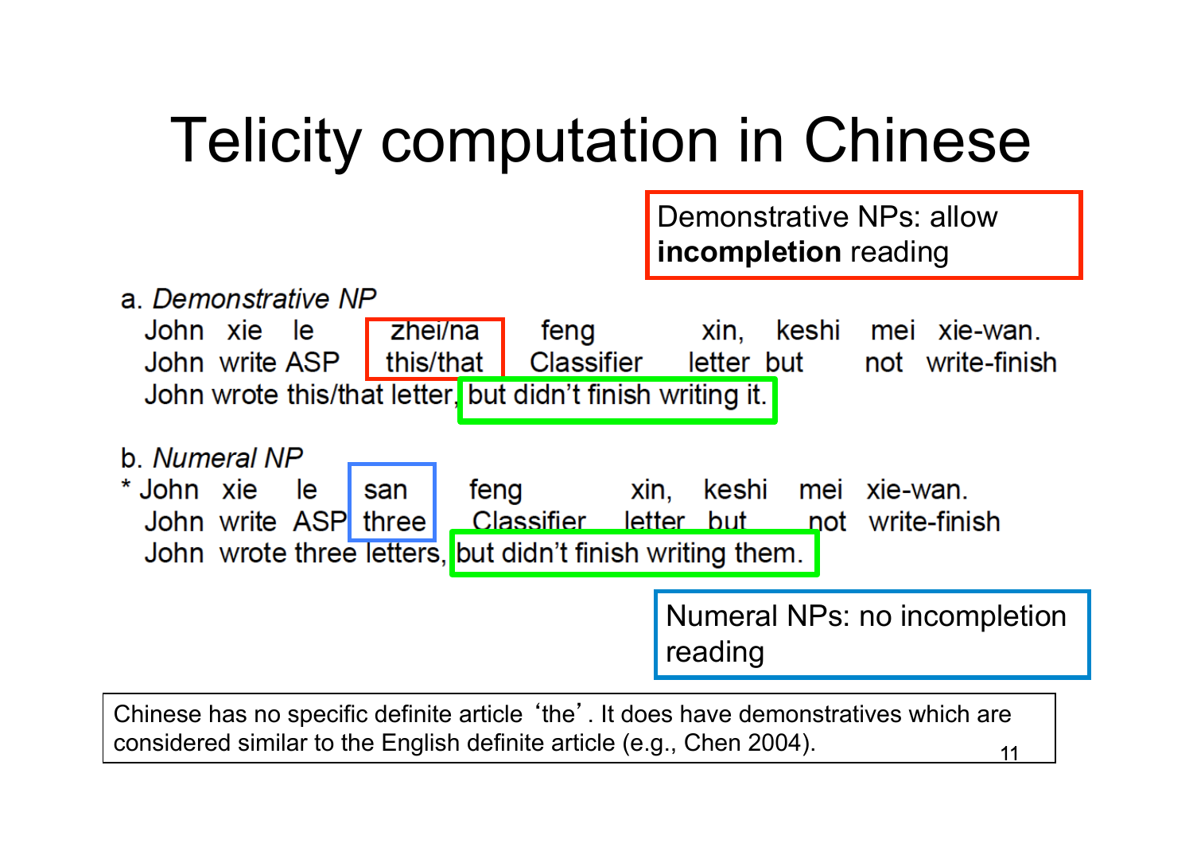# Telicity computation in Chinese

Demonstrative NPs: allow **incompletion** reading

a. *Demonstrative NP*

| John | xie | le | zhei/na | feng | xin, | keshi | mei | xie-wan. |
|---|---|---|---|---|---|---|---|---|
| John | write | ASP | this/that | Classifier | letter | but | not | write-finish |

John wrote this/that letter, but didn't finish writing it.

b. *Numeral NP*

| * John | xie | le | san | feng | xin, | keshi | mei | xie-wan. |
|---|---|---|---|---|---|---|---|---|
| John | write | ASP | three | Classifier | letter | but | not | write-finish |

John wrote three letters, but didn't finish writing them.

Numeral NPs: no incompletion reading

Chinese has no specific definite article 'the'. It does have demonstratives which are considered similar to the English definite article (e.g., Chen 2004).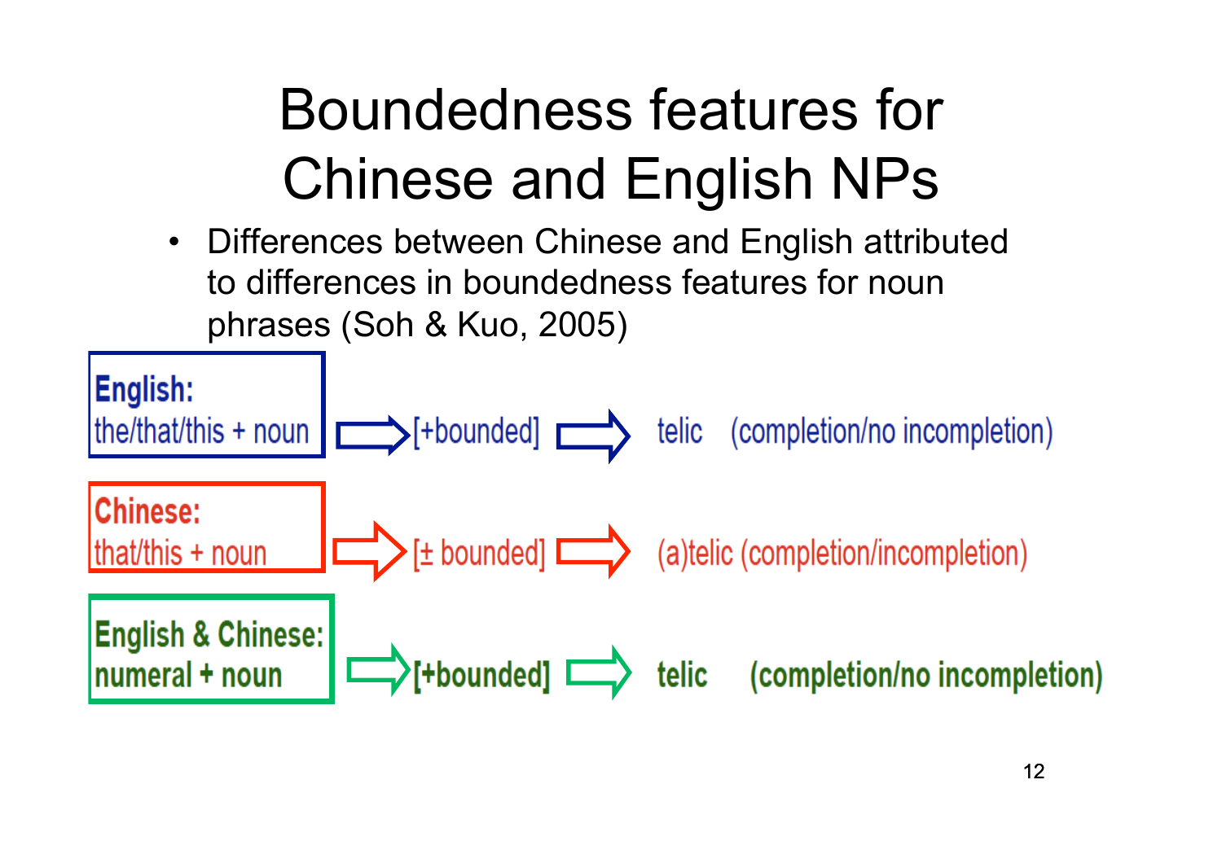# Boundedness features for Chinese and English NPs

- Differences between Chinese and English attributed to differences in boundedness features for noun phrases (Soh & Kuo, 2005)

**English:**
the/that/this + noun ⇒ [+bounded] ⇒ telic (completion/no incompletion)

**Chinese:**
that/this + noun ⇒ [± bounded] ⇒ (a)telic (completion/incompletion)

**English & Chinese:**
**numeral + noun** ⇒ **[+bounded]** ⇒ **telic (completion/no incompletion)**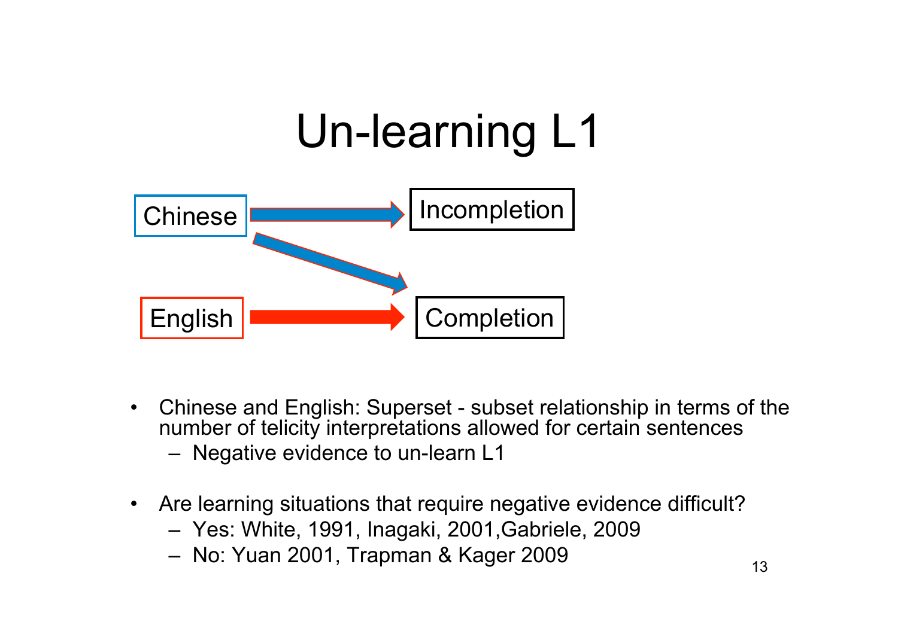# Un-learning L1

Chinese → Incompletion

Chinese → Completion

English → Completion

- Chinese and English: Superset - subset relationship in terms of the number of telicity interpretations allowed for certain sentences
  - Negative evidence to un-learn L1
- Are learning situations that require negative evidence difficult?
  - Yes: White, 1991, Inagaki, 2001,Gabriele, 2009
  - No: Yuan 2001, Trapman & Kager 2009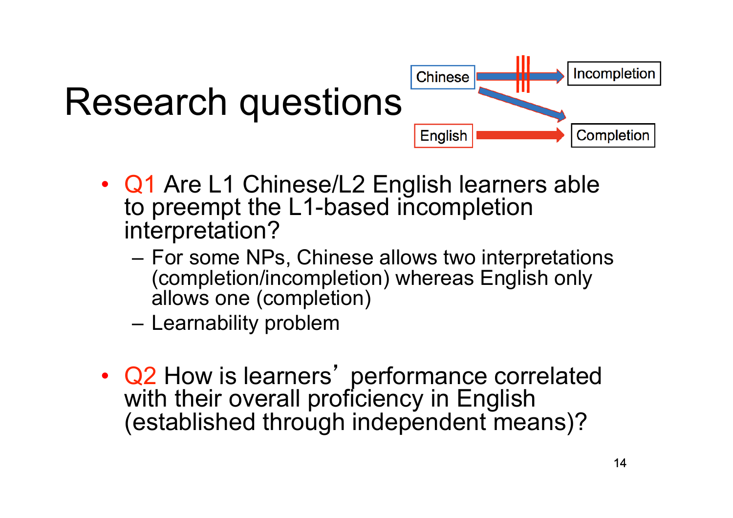# Research questions

Chinese → Incompletion (blocked)
Chinese → Completion
English → Completion

- Q1 Are L1 Chinese/L2 English learners able to preempt the L1-based incompletion interpretation?
  - For some NPs, Chinese allows two interpretations (completion/incompletion) whereas English only allows one (completion)
  - Learnability problem

- Q2 How is learners' performance correlated with their overall proficiency in English (established through independent means)?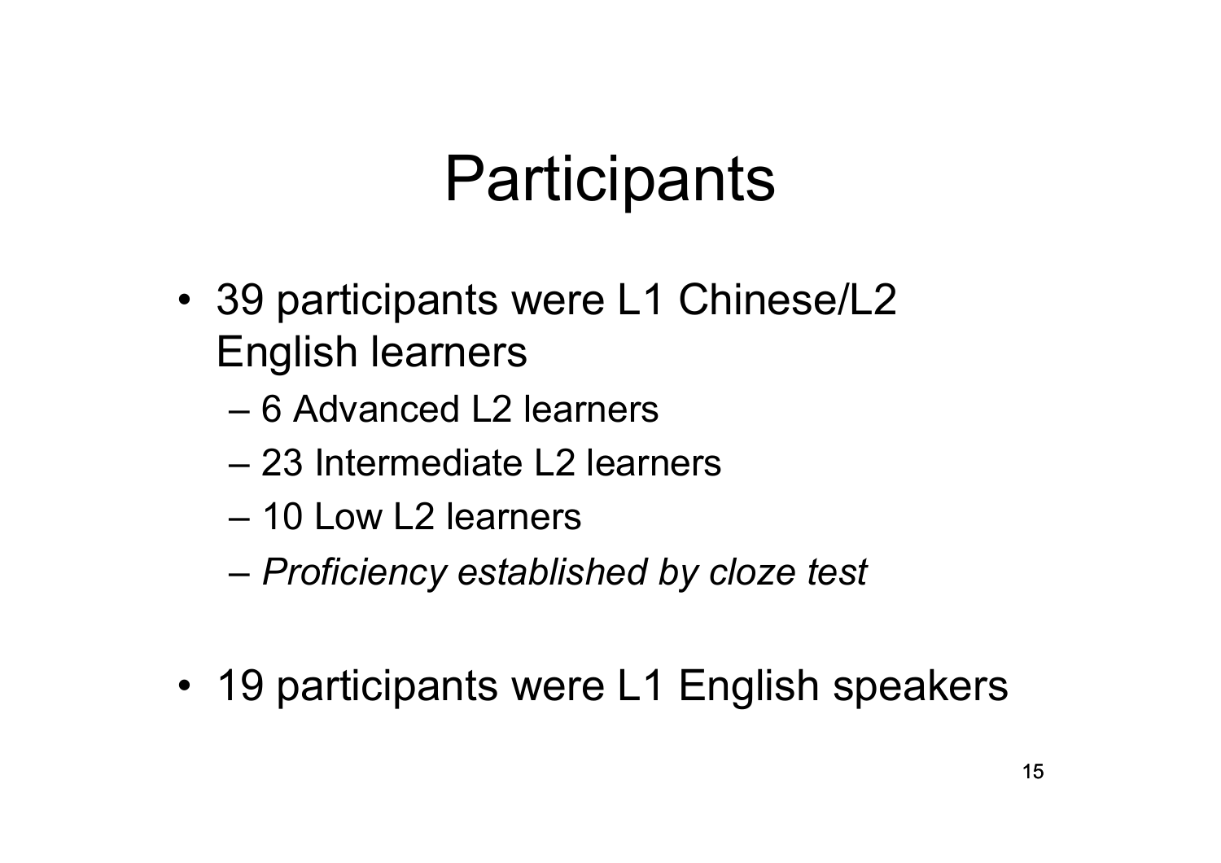# Participants

- 39 participants were L1 Chinese/L2 English learners
  - 6 Advanced L2 learners
  - 23 Intermediate L2 learners
  - 10 Low L2 learners
  - *Proficiency established by cloze test*

- 19 participants were L1 English speakers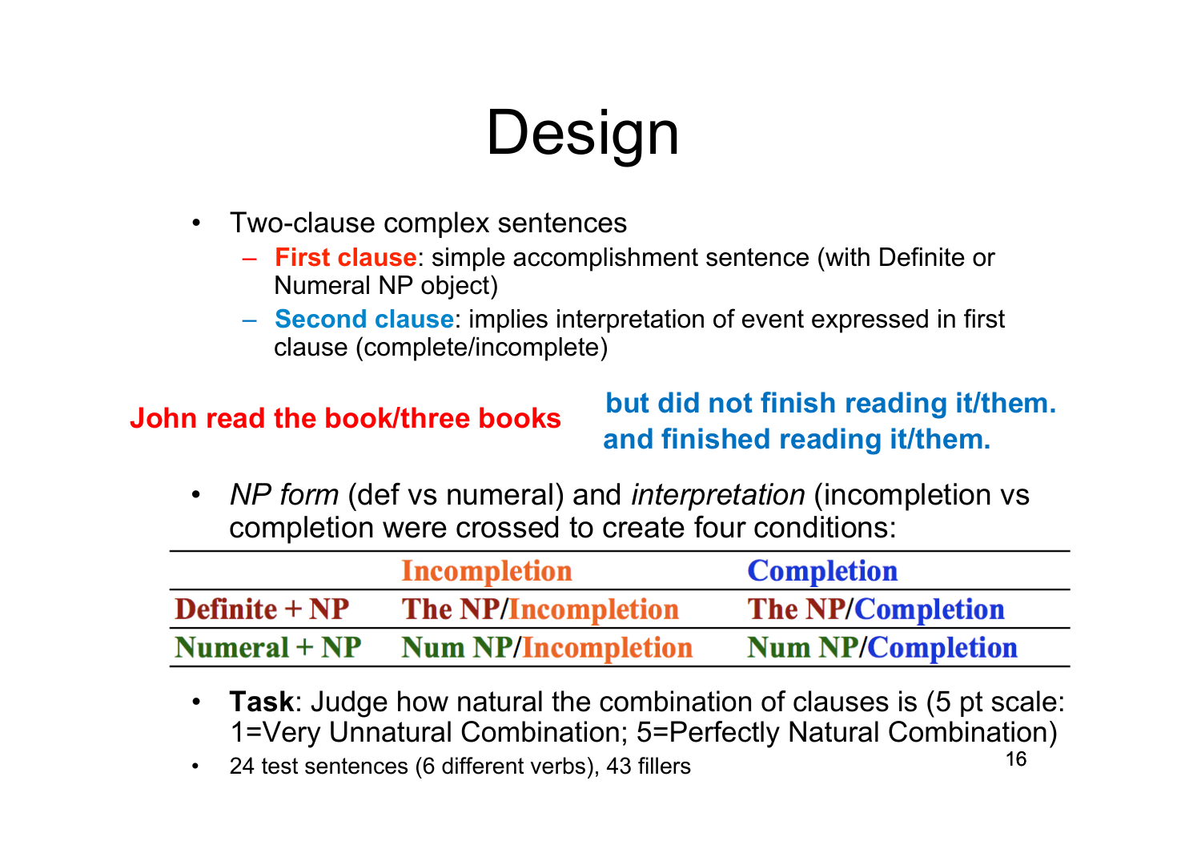# Design

- Two-clause complex sentences
  - **First clause**: simple accomplishment sentence (with Definite or Numeral NP object)
  - **Second clause**: implies interpretation of event expressed in first clause (complete/incomplete)

**John read the book/three books** **but did not finish reading it/them.** / **and finished reading it/them.**

- *NP form* (def vs numeral) and *interpretation* (incompletion vs completion were crossed to create four conditions:

| | Incompletion | Completion |
|---|---|---|
| Definite + NP | The NP/Incompletion | The NP/Completion |
| Numeral + NP | Num NP/Incompletion | Num NP/Completion |

- **Task**: Judge how natural the combination of clauses is (5 pt scale: 1=Very Unnatural Combination; 5=Perfectly Natural Combination)
- 24 test sentences (6 different verbs), 43 fillers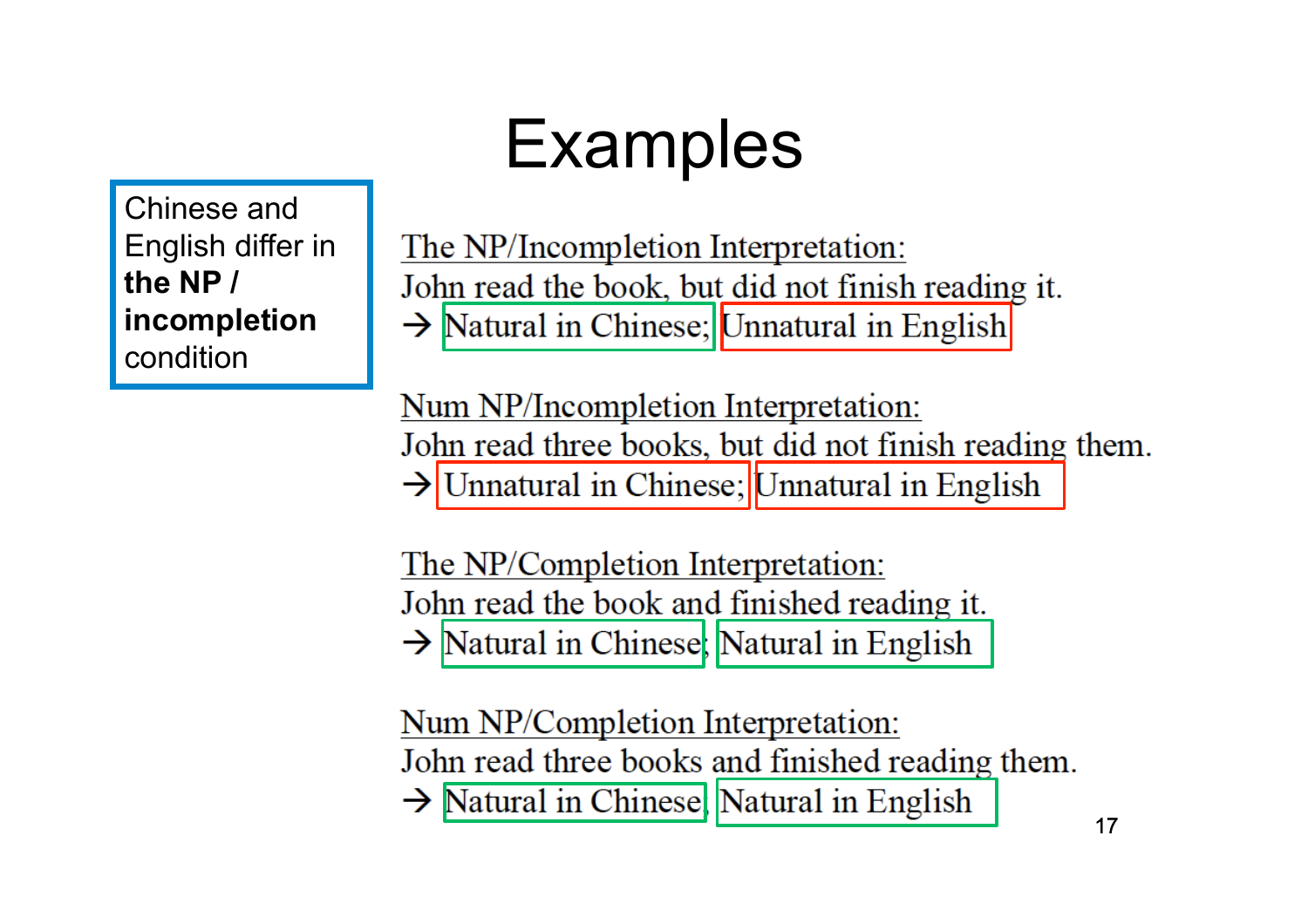# Examples

Chinese and English differ in **the NP / incompletion** condition

<u>The NP/Incompletion Interpretation:</u>
John read the book, but did not finish reading it.
→ Natural in Chinese; Unnatural in English

<u>Num NP/Incompletion Interpretation:</u>
John read three books, but did not finish reading them.
→ Unnatural in Chinese; Unnatural in English

<u>The NP/Completion Interpretation:</u>
John read the book and finished reading it.
→ Natural in Chinese; Natural in English

<u>Num NP/Completion Interpretation:</u>
John read three books and finished reading them.
→ Natural in Chinese; Natural in English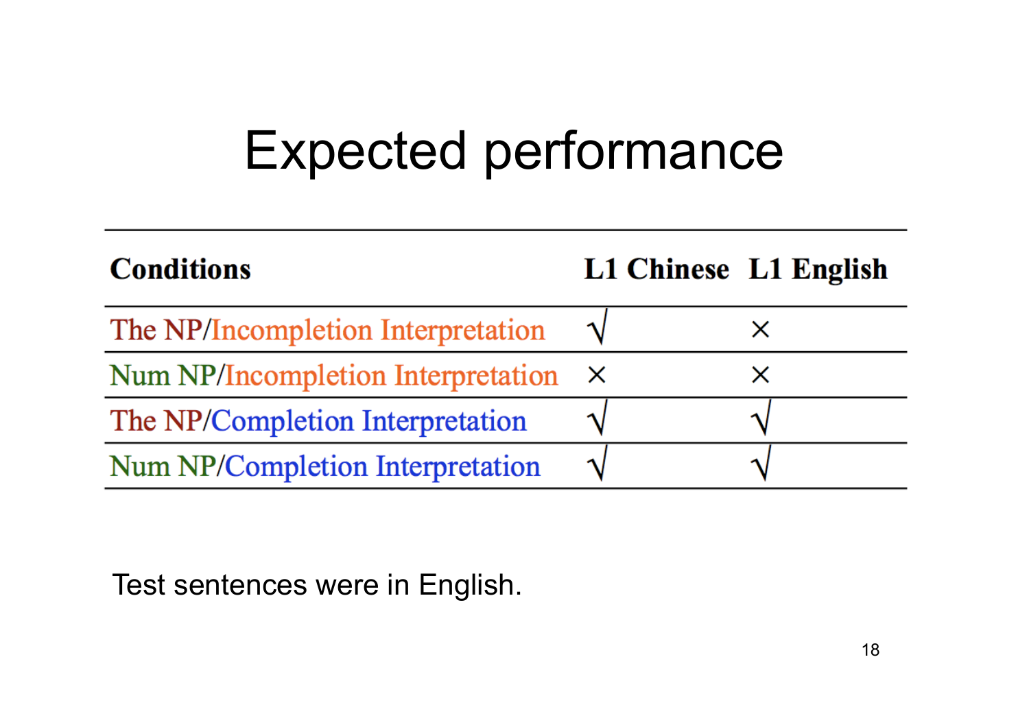# Expected performance

| Conditions | L1 Chinese | L1 English |
|---|---|---|
| The NP/Incompletion Interpretation | √ | × |
| Num NP/Incompletion Interpretation | × | × |
| The NP/Completion Interpretation | √ | √ |
| Num NP/Completion Interpretation | √ | √ |

Test sentences were in English.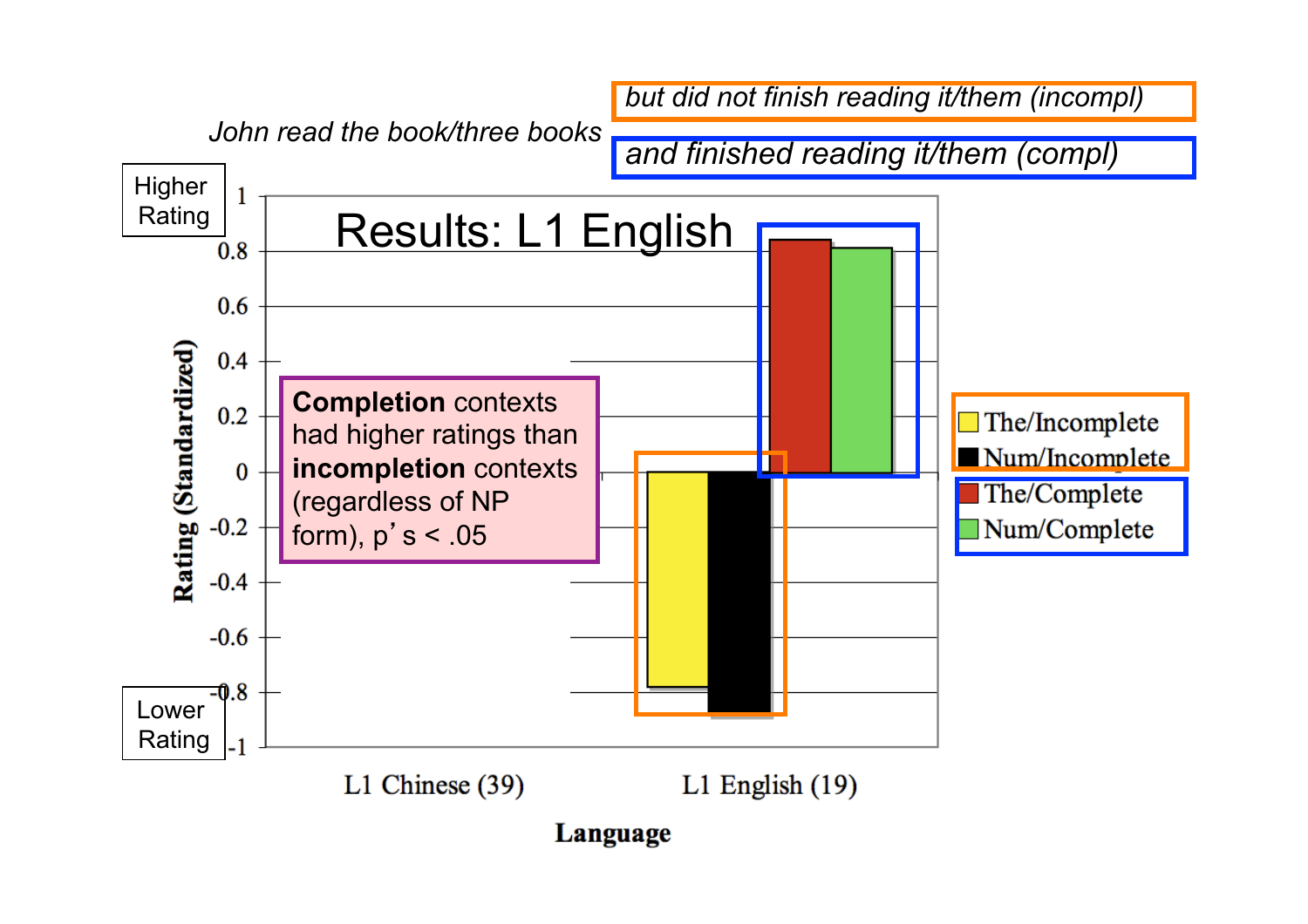*John read the book/three books*

*but did not finish reading it/them (incompl)*

*and finished reading it/them (compl)*

# Results: L1 English

Higher Rating

Lower Rating

**Completion** contexts had higher ratings than **incompletion** contexts (regardless of NP form), p’s < .05

Rating (Standardized)

Language

L1 Chinese (39)

L1 English (19)

- The/Incomplete
- Num/Incomplete
- The/Complete
- Num/Complete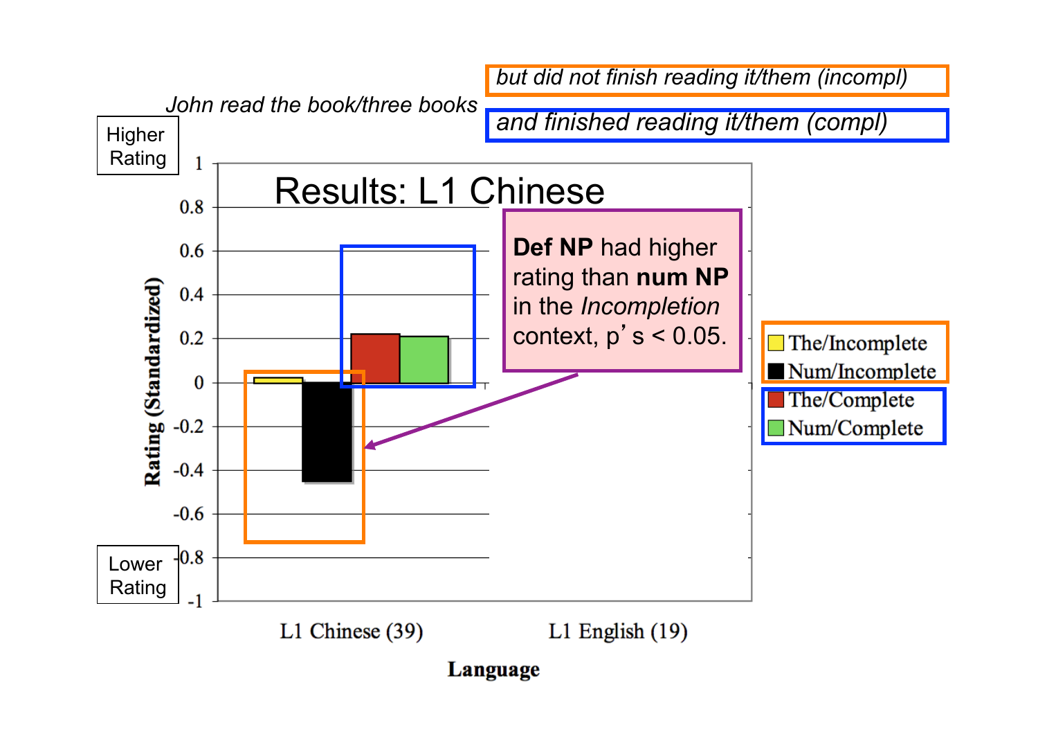# Results: L1 Chinese

*John read the book/three books*

*but did not finish reading it/them (incompl)*

*and finished reading it/them (compl)*

**Def NP** had higher rating than **num NP** in the *Incompletion* context, p's < 0.05.

Higher Rating

Lower Rating

Rating (Standardized)

1
0.8
0.6
0.4
0.2
0
-0.2
-0.4
-0.6
-0.8
-1

L1 Chinese (39)

L1 English (19)

**Language**

- The/Incomplete
- Num/Incomplete
- The/Complete
- Num/Complete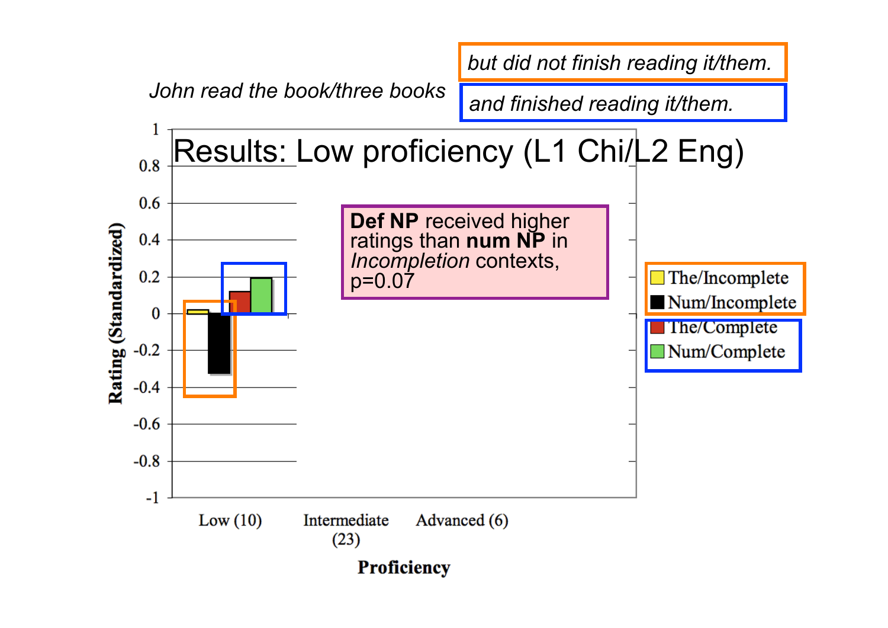# Results: Low proficiency (L1 Chi/L2 Eng)

*John read the book/three books*

*but did not finish reading it/them.*

*and finished reading it/them.*

**Def NP** received higher ratings than **num NP** in *Incompletion* contexts, p=0.07

Rating (Standardized)

1
0.8
0.6
0.4
0.2
0
-0.2
-0.4
-0.6
-0.8
-1

Low (10) | Intermediate (23) | Advanced (6)

**Proficiency**

- The/Incomplete
- Num/Incomplete
- The/Complete
- Num/Complete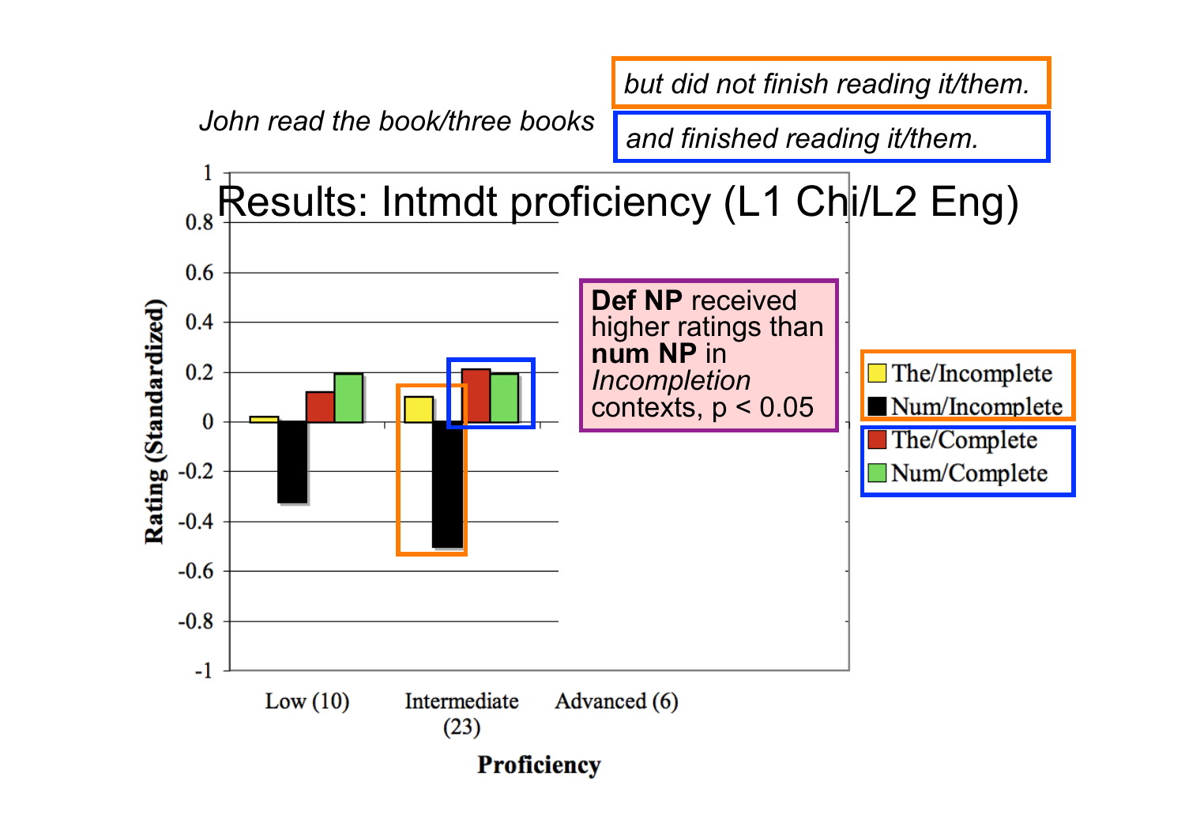# Results: Intmdt proficiency (L1 Chi/L2 Eng)

*John read the book/three books*

- *but did not finish reading it/them.*
- *and finished reading it/them.*

**Def NP** received higher ratings than **num NP** in *Incompletion* contexts, $p < 0.05$

Rating (Standardized)

Legend:
- The/Incomplete
- Num/Incomplete
- The/Complete
- Num/Complete

Proficiency: Low (10), Intermediate (23), Advanced (6)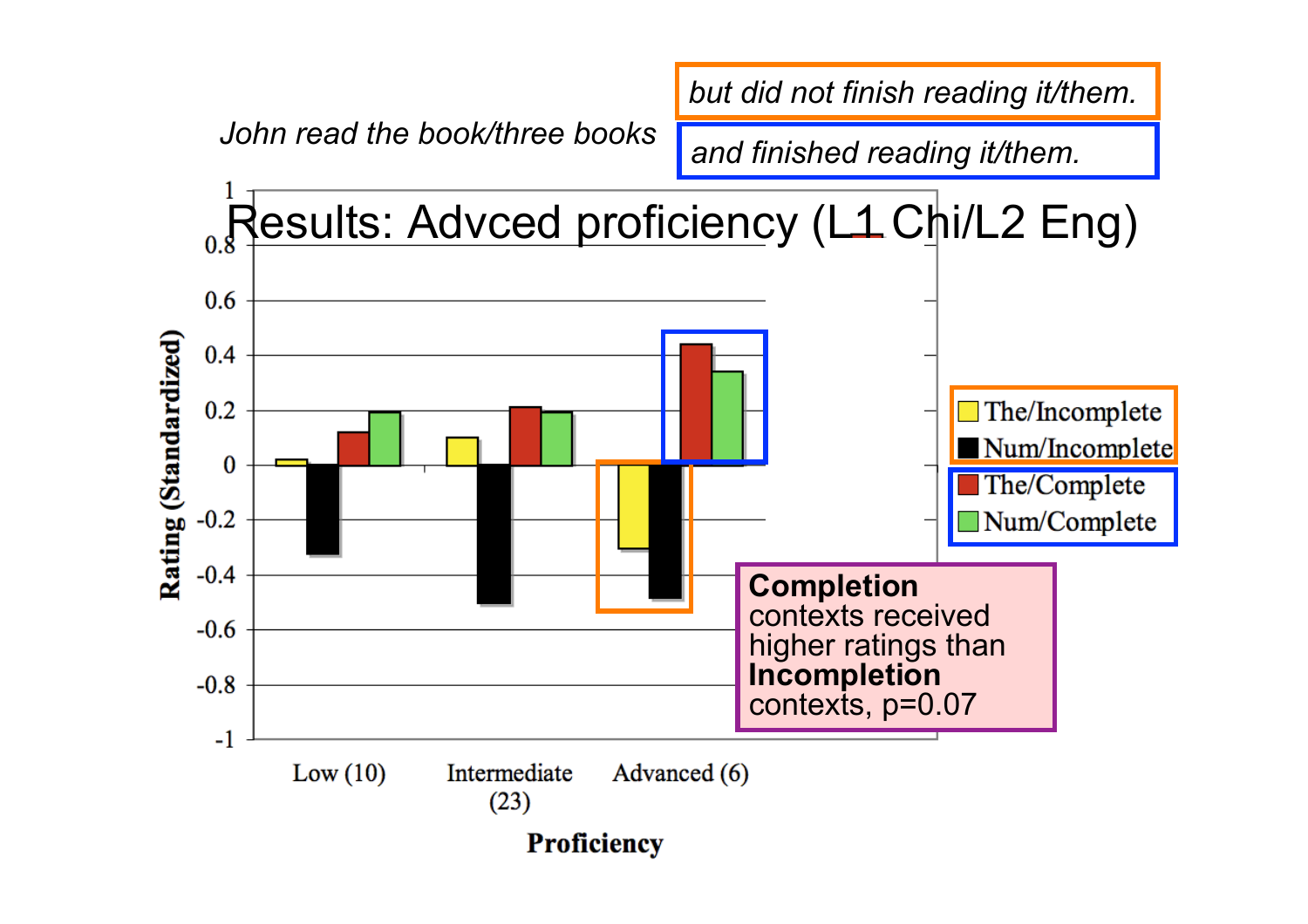# Results: Advced proficiency (L1 Chi/L2 Eng)

*John read the book/three books*

*but did not finish reading it/them.*

*and finished reading it/them.*

| Proficiency | The/Incomplete | Num/Incomplete | The/Complete | Num/Complete |
|---|---|---|---|---|
| Low (10) | 0.02 | -0.33 | 0.12 | 0.19 |
| Intermediate (23) | 0.10 | -0.51 | 0.21 | 0.19 |
| Advanced (6) | -0.31 | -0.49 | 0.44 | 0.34 |

Rating (Standardized) by Proficiency

**Completion** contexts received higher ratings than **Incompletion** contexts, $p=0.07$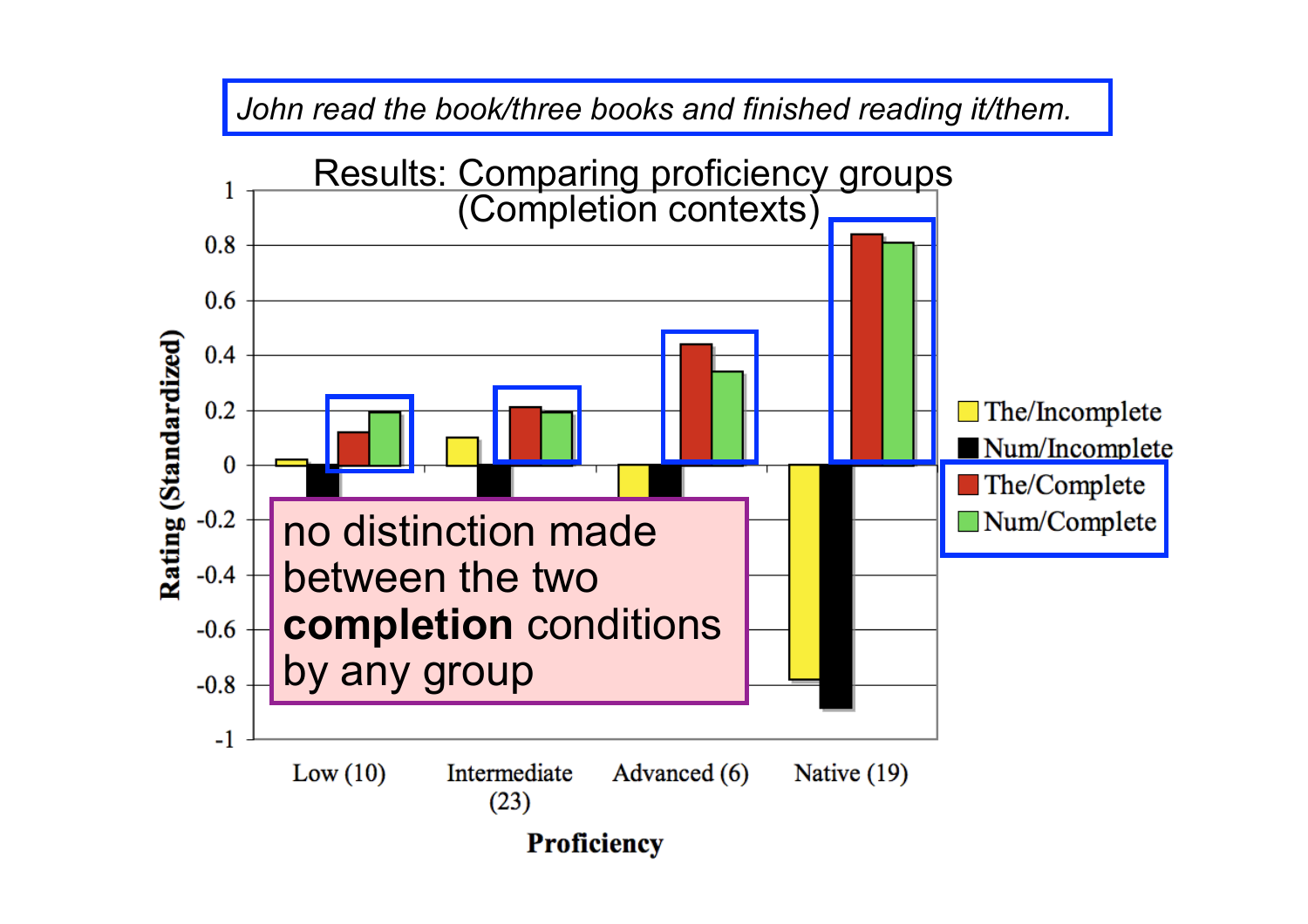*John read the book/three books and finished reading it/them.*

## Results: Comparing proficiency groups (Completion contexts)

Rating (Standardized)

Proficiency: Low (10), Intermediate (23), Advanced (6), Native (19)

Legend: The/Incomplete, Num/Incomplete, The/Complete, Num/Complete

no distinction made between the two **completion** conditions by any group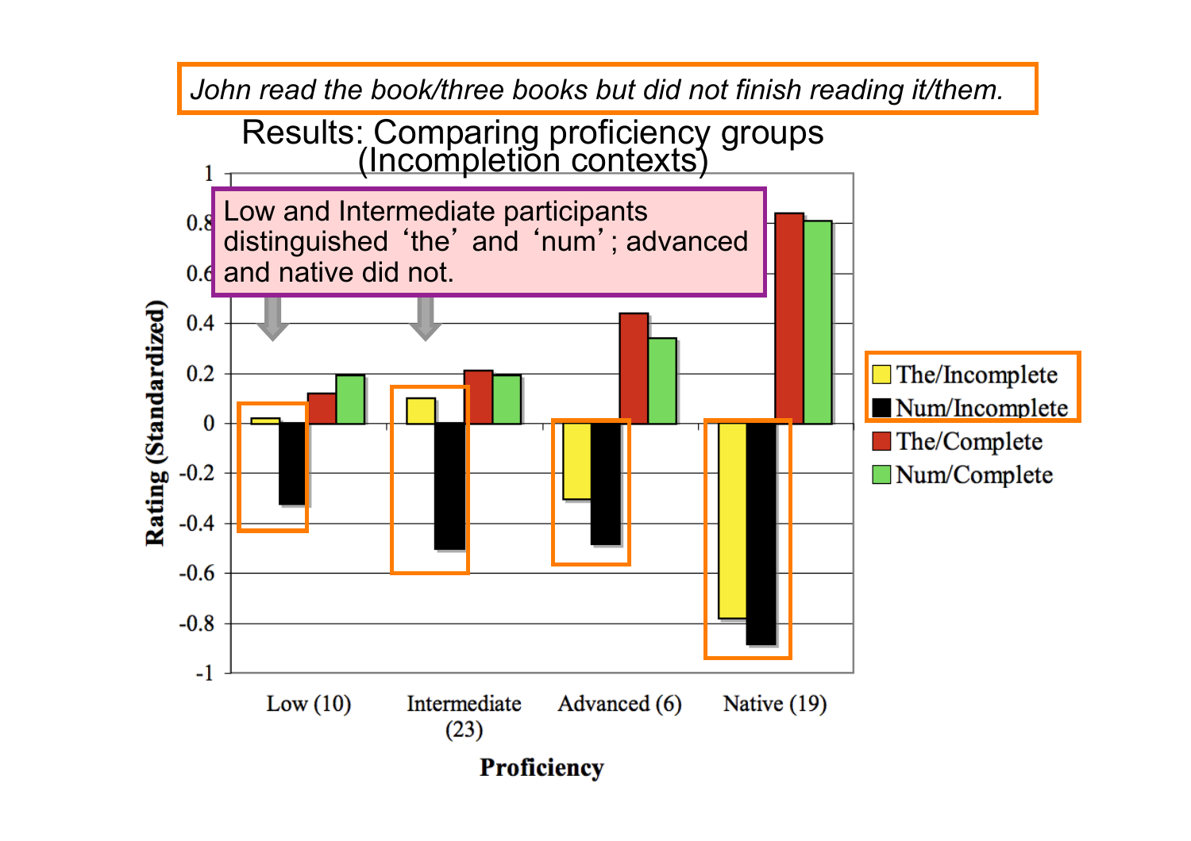*John read the book/three books but did not finish reading it/them.*

## Results: Comparing proficiency groups (Incompletion contexts)

Low and Intermediate participants distinguished 'the' and 'num'; advanced and native did not.

| Proficiency | The/Incomplete | Num/Incomplete | The/Complete | Num/Complete |
|---|---|---|---|---|
| Low (10) | 0.02 | -0.33 | 0.12 | 0.19 |
| Intermediate (23) | 0.10 | -0.51 | 0.21 | 0.19 |
| Advanced (6) | -0.31 | -0.49 | 0.44 | 0.34 |
| Native (19) | -0.78 | -0.89 | 0.84 | 0.81 |

Rating (Standardized)

Proficiency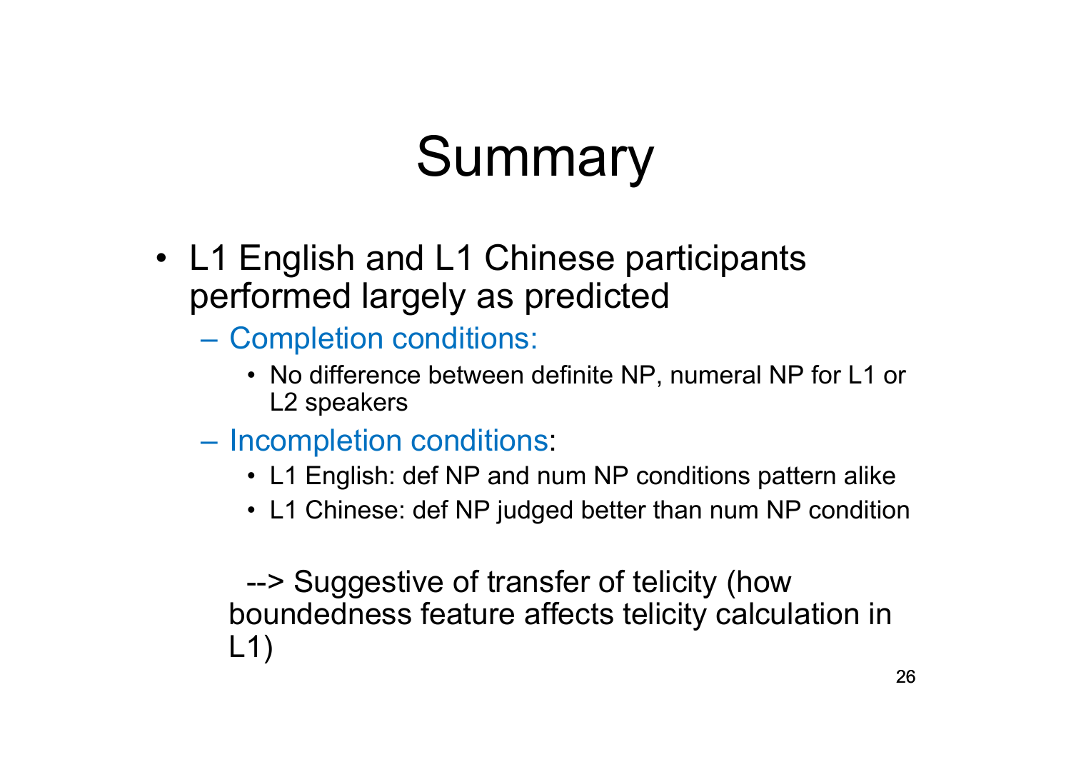# Summary

- L1 English and L1 Chinese participants performed largely as predicted
  - Completion conditions:
    - No difference between definite NP, numeral NP for L1 or L2 speakers
  - Incompletion conditions:
    - L1 English: def NP and num NP conditions pattern alike
    - L1 Chinese: def NP judged better than num NP condition

--> Suggestive of transfer of telicity (how boundedness feature affects telicity calculation in L1)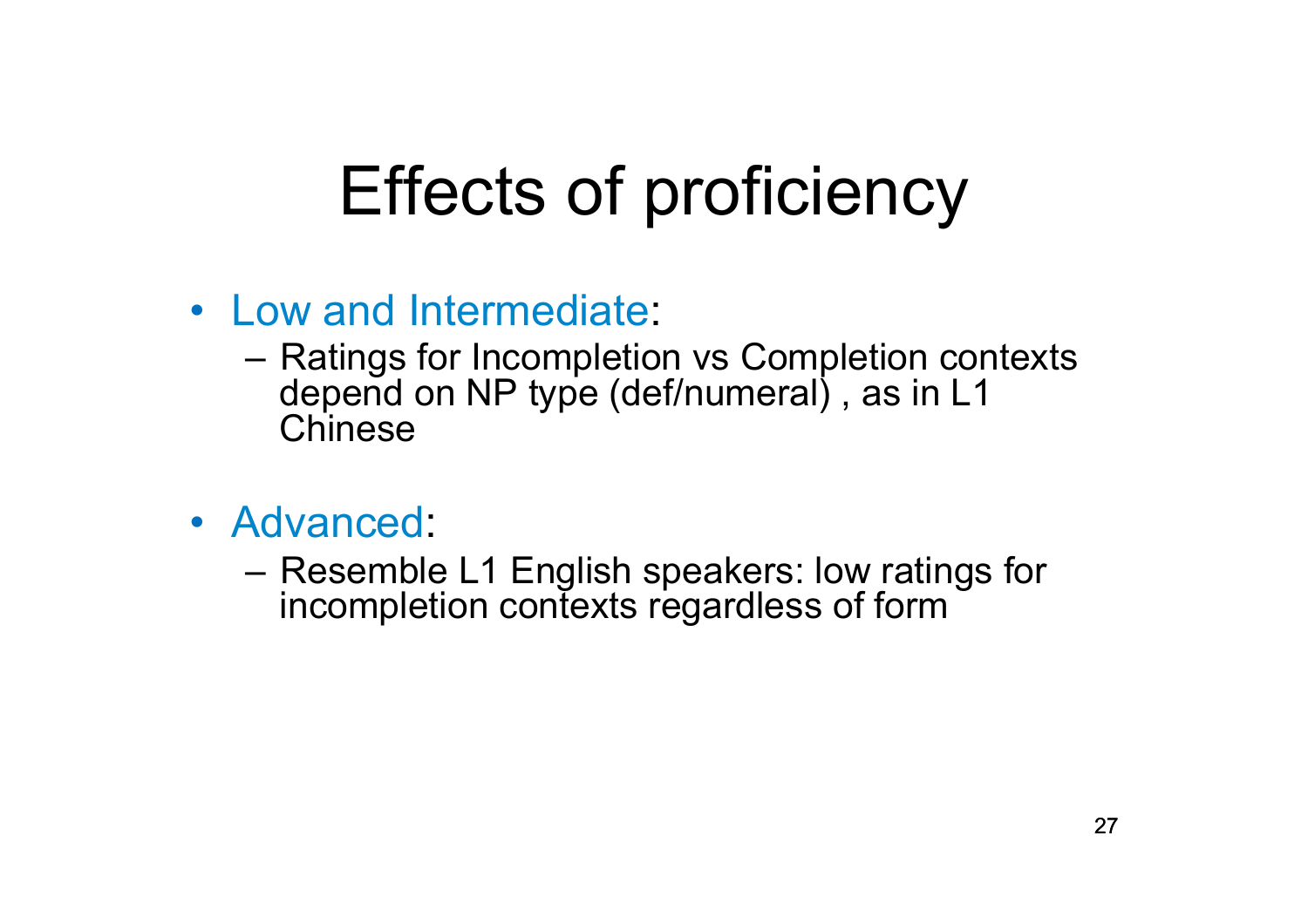# Effects of proficiency

- Low and Intermediate:
  - Ratings for Incompletion vs Completion contexts depend on NP type (def/numeral) , as in L1 Chinese
- Advanced:
  - Resemble L1 English speakers: low ratings for incompletion contexts regardless of form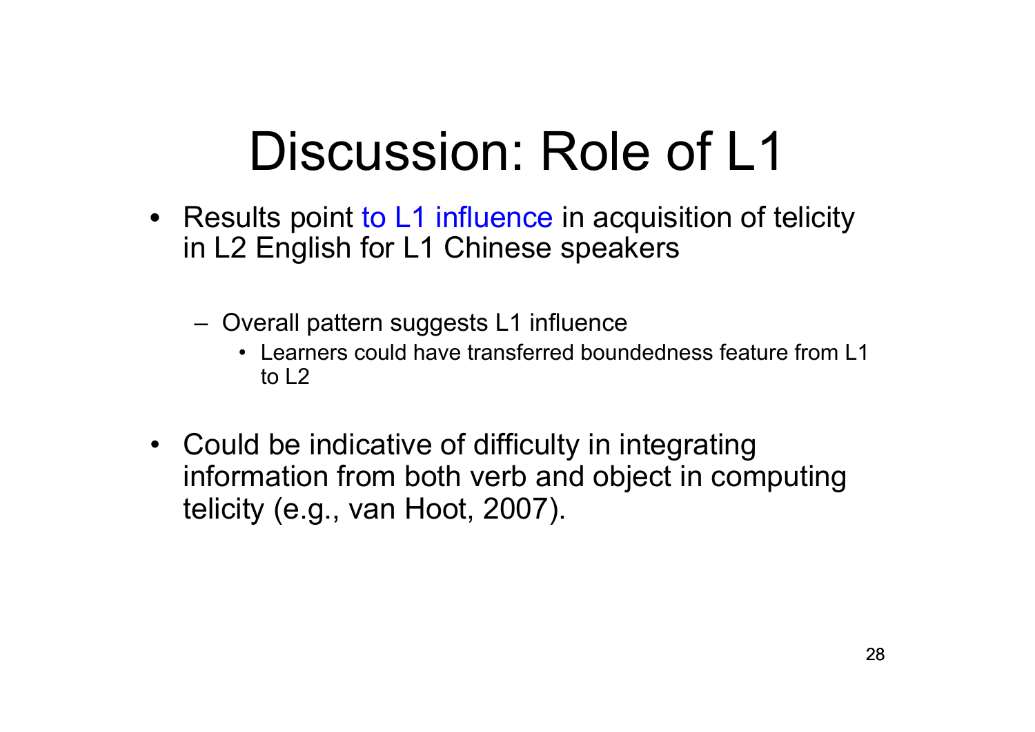# Discussion: Role of L1

- Results point to L1 influence in acquisition of telicity in L2 English for L1 Chinese speakers
  - Overall pattern suggests L1 influence
    - Learners could have transferred boundedness feature from L1 to L2
- Could be indicative of difficulty in integrating information from both verb and object in computing telicity (e.g., van Hoot, 2007).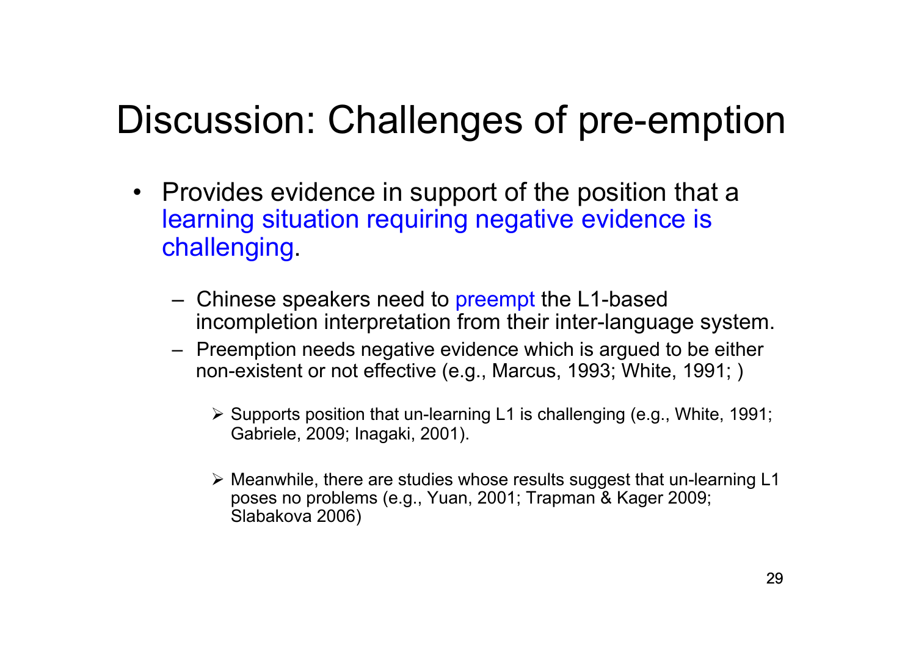# Discussion: Challenges of pre-emption

- Provides evidence in support of the position that a learning situation requiring negative evidence is challenging.
  - Chinese speakers need to preempt the L1-based incompletion interpretation from their inter-language system.
  - Preemption needs negative evidence which is argued to be either non-existent or not effective (e.g., Marcus, 1993; White, 1991; )
    - Supports position that un-learning L1 is challenging (e.g., White, 1991; Gabriele, 2009; Inagaki, 2001).
    - Meanwhile, there are studies whose results suggest that un-learning L1 poses no problems (e.g., Yuan, 2001; Trapman & Kager 2009; Slabakova 2006)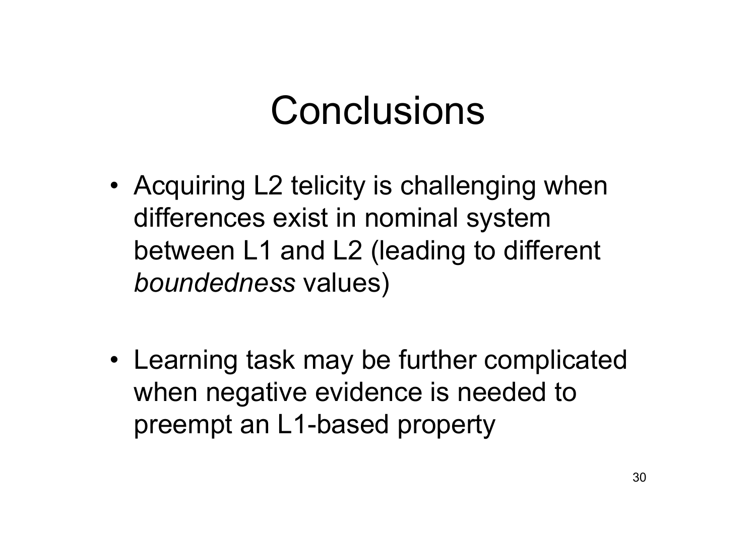# Conclusions

- Acquiring L2 telicity is challenging when differences exist in nominal system between L1 and L2 (leading to different *boundedness* values)
- Learning task may be further complicated when negative evidence is needed to preempt an L1-based property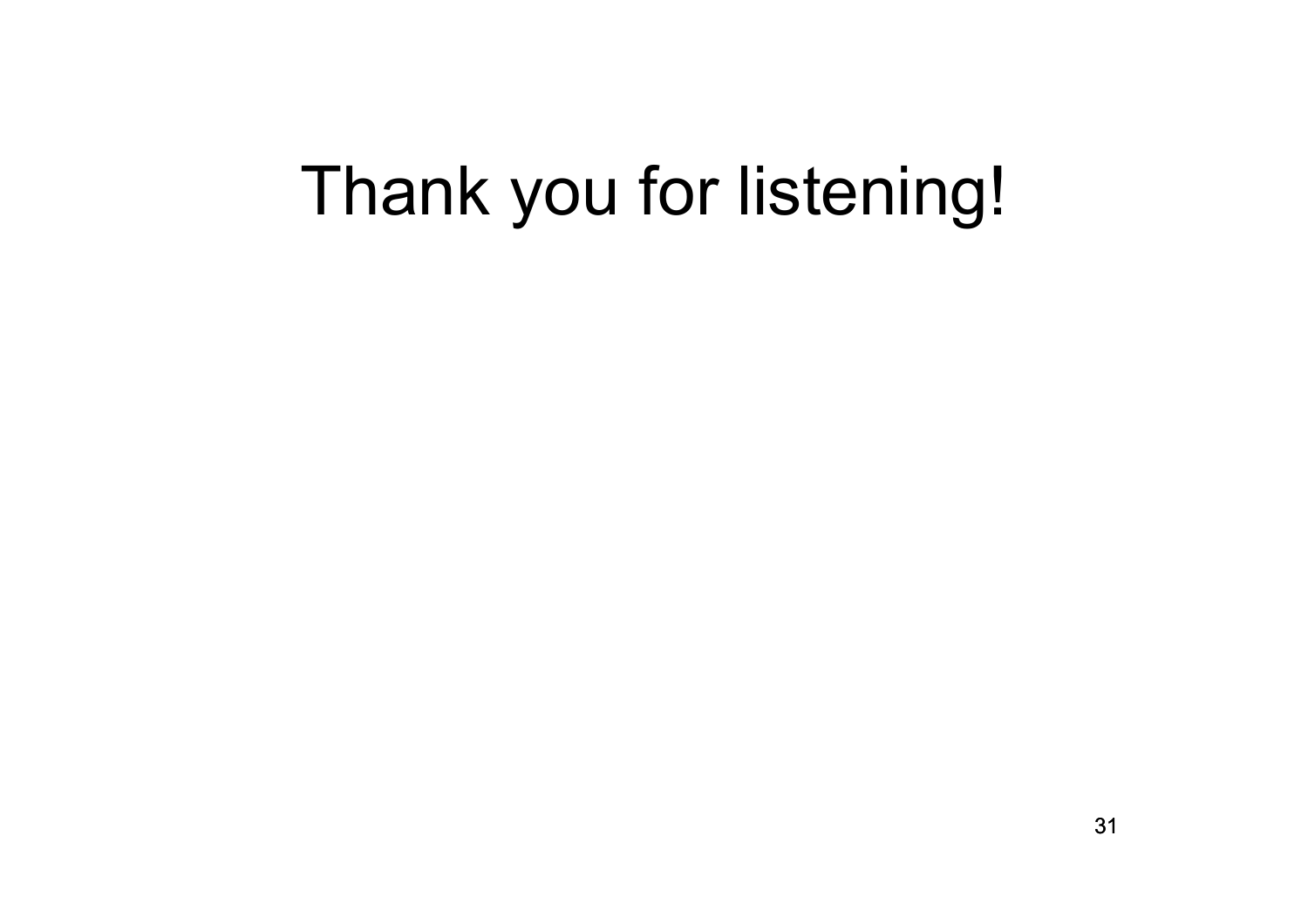# Thank you for listening!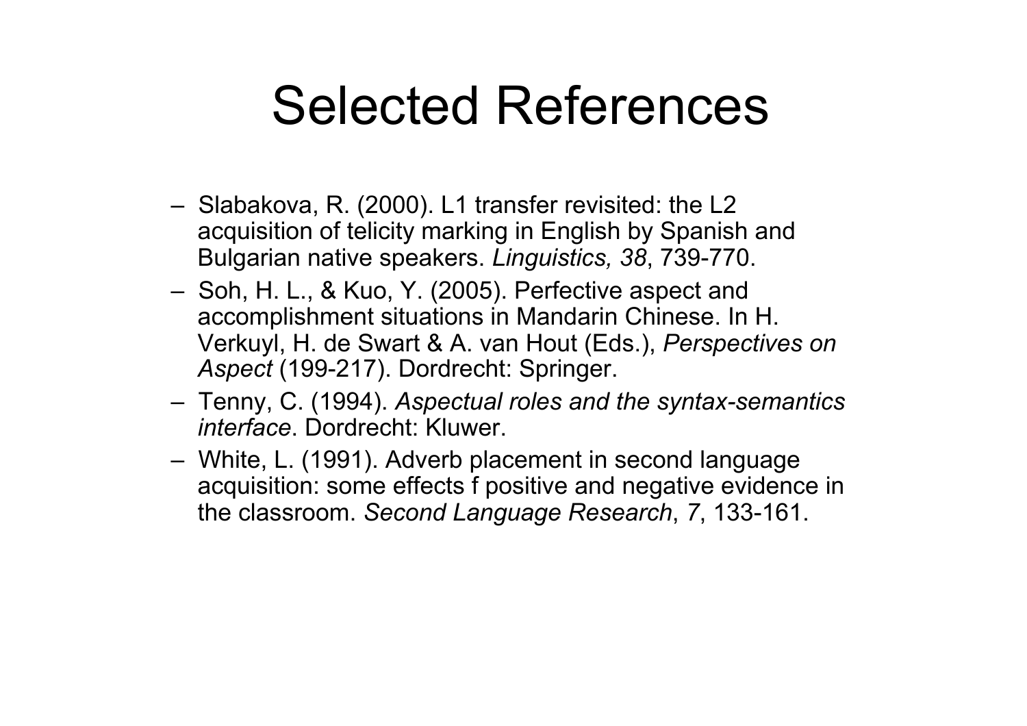# Selected References

- Slabakova, R. (2000). L1 transfer revisited: the L2 acquisition of telicity marking in English by Spanish and Bulgarian native speakers. *Linguistics, 38*, 739-770.
- Soh, H. L., & Kuo, Y. (2005). Perfective aspect and accomplishment situations in Mandarin Chinese. In H. Verkuyl, H. de Swart & A. van Hout (Eds.), *Perspectives on Aspect* (199-217). Dordrecht: Springer.
- Tenny, C. (1994). *Aspectual roles and the syntax-semantics interface*. Dordrecht: Kluwer.
- White, L. (1991). Adverb placement in second language acquisition: some effects f positive and negative evidence in the classroom. *Second Language Research*, *7*, 133-161.